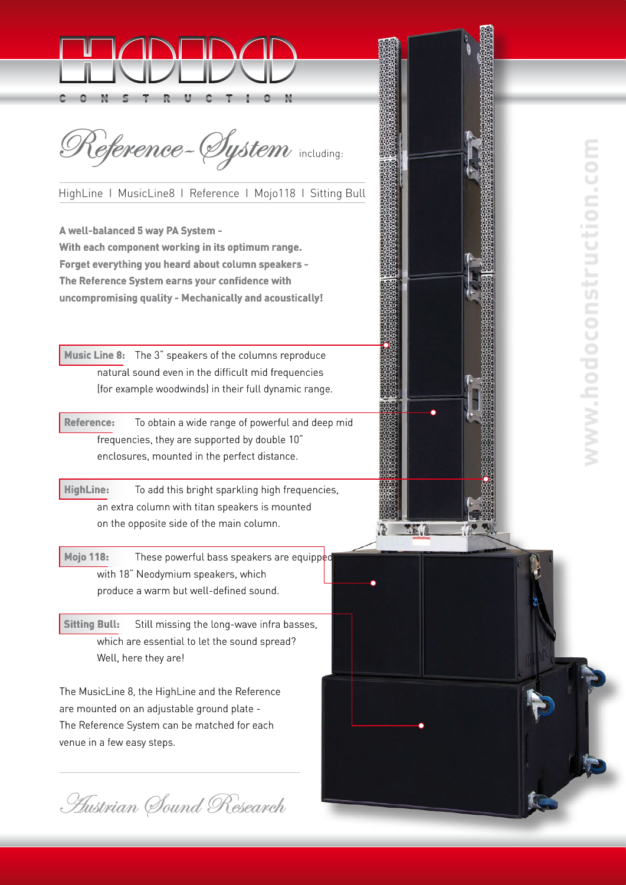# HODOD CONSTRUCTION

## *Reference-System* including:

HighLine I MusicLine8 I Reference I Mojo118 I Sitting Bull

**A well-balanced 5 way PA System -**
**With each component working in its optimum range.**
**Forget everything you heard about column speakers -**
**The Reference System earns your confidence with**
**uncompromising quality - Mechanically and acoustically!**

**Music Line 8:** The 3" speakers of the columns reproduce natural sound even in the difficult mid frequencies (for example woodwinds) in their full dynamic range.

**Reference:** To obtain a wide range of powerful and deep mid frequencies, they are supported by double 10" enclosures, mounted in the perfect distance.

**HighLine:** To add this bright sparkling high frequencies, an extra column with titan speakers is mounted on the opposite side of the main column.

**Mojo 118:** These powerful bass speakers are equipped with 18" Neodymium speakers, which produce a warm but well-defined sound.

**Sitting Bull:** Still missing the long-wave infra basses, which are essential to let the sound spread? Well, here they are!

The MusicLine 8, the HighLine and the Reference are mounted on an adjustable ground plate - The Reference System can be matched for each venue in a few easy steps.

*Austrian Sound Research*

www.hodoconstruction.com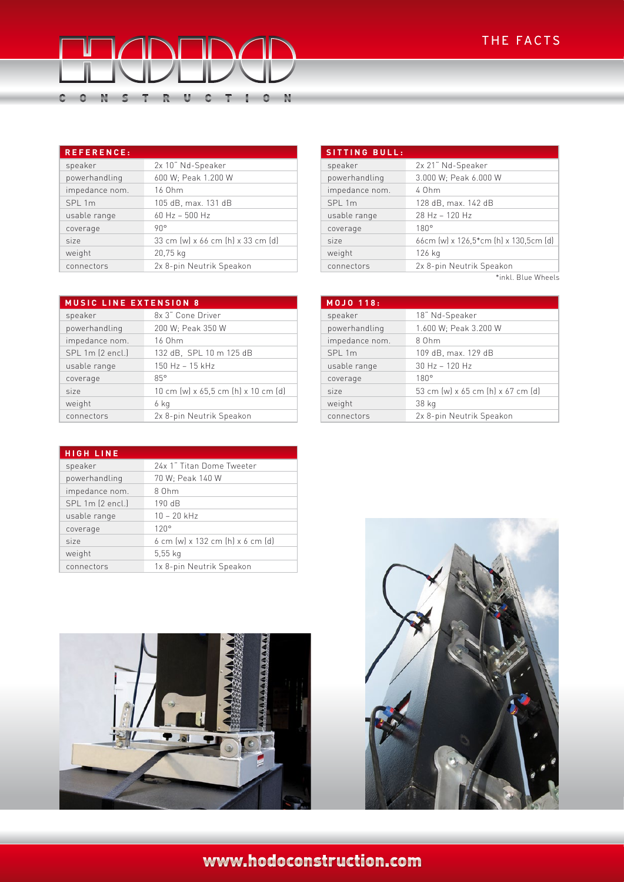# THE FACTS

| REFERENCE: | |
|---|---|
| speaker | 2x 10" Nd-Speaker |
| powerhandling | 600 W; Peak 1.200 W |
| impedance nom. | 16 Ohm |
| SPL 1m | 105 dB, max. 131 dB |
| usable range | 60 Hz – 500 Hz |
| coverage | 90° |
| size | 33 cm (w) x 66 cm (h) x 33 cm (d) |
| weight | 20,75 kg |
| connectors | 2x 8-pin Neutrik Speakon |

| SITTING BULL: | |
|---|---|
| speaker | 2x 21" Nd-Speaker |
| powerhandling | 3.000 W; Peak 6.000 W |
| impedance nom. | 4 Ohm |
| SPL 1m | 128 dB, max. 142 dB |
| usable range | 28 Hz – 120 Hz |
| coverage | 180° |
| size | 66cm (w) x 126,5*cm (h) x 130,5cm (d) |
| weight | 126 kg |
| connectors | 2x 8-pin Neutrik Speakon |

*inkl. Blue Wheels

| MUSIC LINE EXTENSION 8 | |
|---|---|
| speaker | 8x 3" Cone Driver |
| powerhandling | 200 W; Peak 350 W |
| impedance nom. | 16 Ohm |
| SPL 1m (2 encl.) | 132 dB, SPL 10 m 125 dB |
| usable range | 150 Hz – 15 kHz |
| coverage | 85° |
| size | 10 cm (w) x 65,5 cm (h) x 10 cm (d) |
| weight | 6 kg |
| connectors | 2x 8-pin Neutrik Speakon |

| MOJO 118: | |
|---|---|
| speaker | 18" Nd-Speaker |
| powerhandling | 1.600 W; Peak 3.200 W |
| impedance nom. | 8 Ohm |
| SPL 1m | 109 dB, max. 129 dB |
| usable range | 30 Hz – 120 Hz |
| coverage | 180° |
| size | 53 cm (w) x 65 cm (h) x 67 cm (d) |
| weight | 38 kg |
| connectors | 2x 8-pin Neutrik Speakon |

| HIGH LINE | |
|---|---|
| speaker | 24x 1" Titan Dome Tweeter |
| powerhandling | 70 W; Peak 140 W |
| impedance nom. | 8 Ohm |
| SPL 1m (2 encl.) | 190 dB |
| usable range | 10 – 20 kHz |
| coverage | 120° |
| size | 6 cm (w) x 132 cm (h) x 6 cm (d) |
| weight | 5,55 kg |
| connectors | 1x 8-pin Neutrik Speakon |

www.hodoconstruction.com